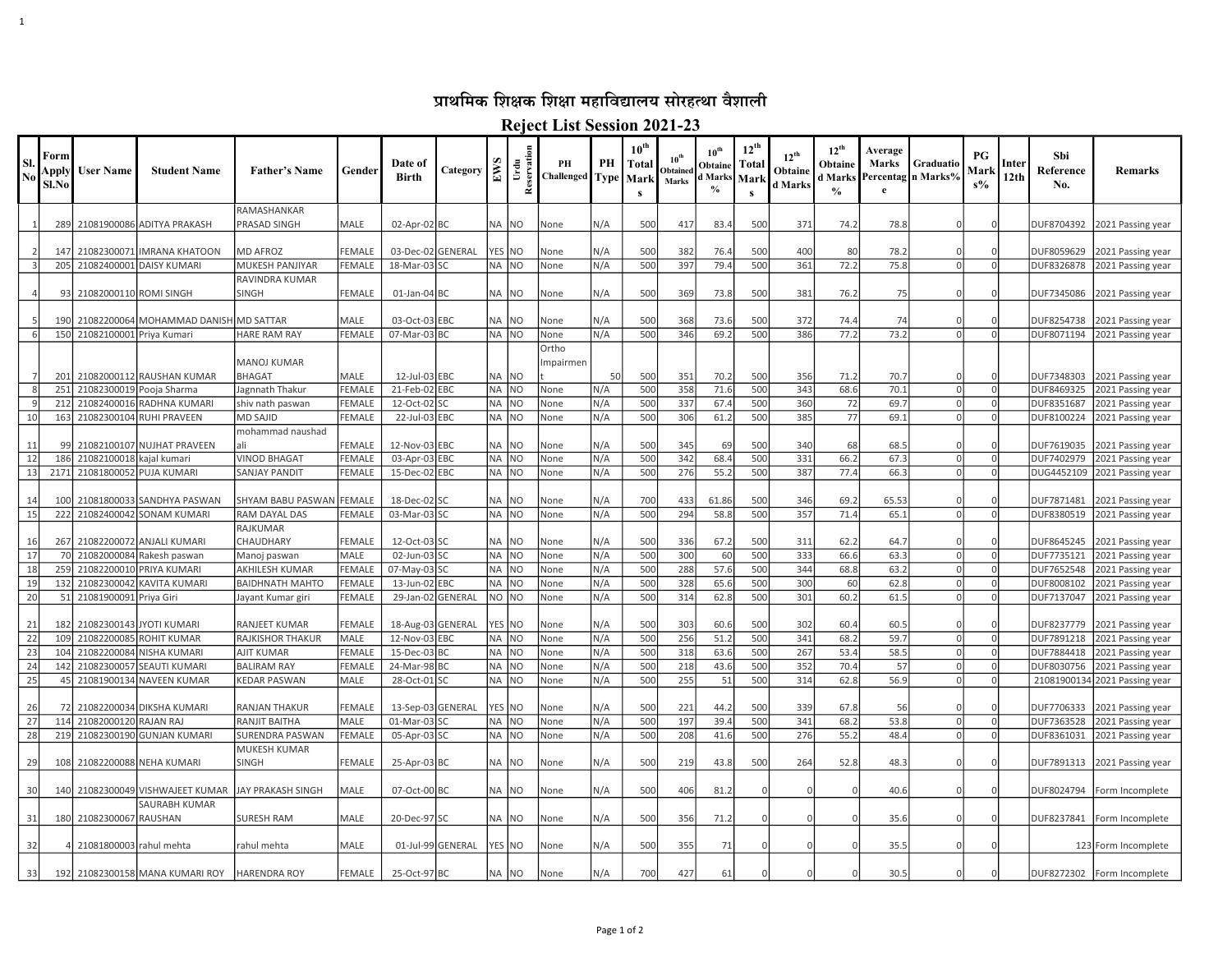# प्राथमिक शिक्षक शिक्षा महाविद्यालय सोरहत्था वैशाली

## Reject List Session 2021-23

| Sl. No | Form Apply Sl.No | User Name | Student Name | Father's Name | Gender | Date of Birth | Category | EWS | Urdu Reservation | PH Challenged | PH Type | 10th Total Marks | 10th Obtained Marks | 10th Obtained Marks % | 12th Total Marks | 12th Obtained Marks | 12th Obtained Marks % | Average Marks Percentage | Graduation Marks% | PG Marks% | Inter 12th | Sbi Reference No. | Remarks |
|---|---|---|---|---|---|---|---|---|---|---|---|---|---|---|---|---|---|---|---|---|---|---|---|
| 1 | 289 | 21081900086 | ADITYA PRAKASH | RAMASHANKAR PRASAD SINGH | MALE | 02-Apr-02 | BC | NA | NO | None | N/A | 500 | 417 | 83.4 | 500 | 371 | 74.2 | 78.8 | 0 | 0 | | DUF8704392 | 2021 Passing year |
| 2 | 147 | 21082300071 | IMRANA KHATOON | MD AFROZ | FEMALE | 03-Dec-02 | GENERAL | YES | NO | None | N/A | 500 | 382 | 76.4 | 500 | 400 | 80 | 78.2 | 0 | 0 | | DUF8059629 | 2021 Passing year |
| 3 | 205 | 21082400001 | DAISY KUMARI | MUKESH PANJIYAR | FEMALE | 18-Mar-03 | SC | NA | NO | None | N/A | 500 | 397 | 79.4 | 500 | 361 | 72.2 | 75.8 | 0 | 0 | | DUF8326878 | 2021 Passing year |
| 4 | 93 | 21082000110 | ROMI SINGH | RAVINDRA KUMAR SINGH | FEMALE | 01-Jan-04 | BC | NA | NO | None | N/A | 500 | 369 | 73.8 | 500 | 381 | 76.2 | 75 | 0 | 0 | | DUF7345086 | 2021 Passing year |
| 5 | 190 | 21082200064 | MOHAMMAD DANISH | MD SATTAR | MALE | 03-Oct-03 | EBC | NA | NO | None | N/A | 500 | 368 | 73.6 | 500 | 372 | 74.4 | 74 | 0 | 0 | | DUF8254738 | 2021 Passing year |
| 6 | 150 | 21082100001 | Priya Kumari | HARE RAM RAY | FEMALE | 07-Mar-03 | BC | NA | NO | None | N/A | 500 | 346 | 69.2 | 500 | 386 | 77.2 | 73.2 | 0 | 0 | | DUF8071194 | 2021 Passing year |
| 7 | 201 | 21082000112 | RAUSHAN KUMAR | MANOJ KUMAR BHAGAT | MALE | 12-Jul-03 | EBC | NA | NO | Ortho Impairment | 50 | 500 | 351 | 70.2 | 500 | 356 | 71.2 | 70.7 | 0 | 0 | | DUF7348303 | 2021 Passing year |
| 8 | 251 | 21082300019 | Pooja Sharma | Jagnnath Thakur | FEMALE | 21-Feb-02 | EBC | NA | NO | None | N/A | 500 | 358 | 71.6 | 500 | 343 | 68.6 | 70.1 | 0 | 0 | | DUF8469325 | 2021 Passing year |
| 9 | 212 | 21082400016 | RADHNA KUMARI | shiv nath paswan | FEMALE | 12-Oct-02 | SC | NA | NO | None | N/A | 500 | 337 | 67.4 | 500 | 360 | 72 | 69.7 | 0 | 0 | | DUF8351687 | 2021 Passing year |
| 10 | 163 | 21082300104 | RUHI PRAVEEN | MD SAJID | FEMALE | 22-Jul-03 | EBC | NA | NO | None | N/A | 500 | 306 | 61.2 | 500 | 385 | 77 | 69.1 | 0 | 0 | | DUF8100224 | 2021 Passing year |
| 11 | 99 | 21082100107 | NUJHAT PRAVEEN | mohammad naushad ali | FEMALE | 12-Nov-03 | EBC | NA | NO | None | N/A | 500 | 345 | 69 | 500 | 340 | 68 | 68.5 | 0 | 0 | | DUF7619035 | 2021 Passing year |
| 12 | 186 | 21082100018 | kajal kumari | VINOD BHAGAT | FEMALE | 03-Apr-03 | EBC | NA | NO | None | N/A | 500 | 342 | 68.4 | 500 | 331 | 66.2 | 67.3 | 0 | 0 | | DUF7402979 | 2021 Passing year |
| 13 | 2171 | 21081800052 | PUJA KUMARI | SANJAY PANDIT | FEMALE | 15-Dec-02 | EBC | NA | NO | None | N/A | 500 | 276 | 55.2 | 500 | 387 | 77.4 | 66.3 | 0 | 0 | | DUG4452109 | 2021 Passing year |
| 14 | 100 | 21081800033 | SANDHYA PASWAN | SHYAM BABU PASWAN | FEMALE | 18-Dec-02 | SC | NA | NO | None | N/A | 700 | 433 | 61.86 | 500 | 346 | 69.2 | 65.53 | 0 | 0 | | DUF7871481 | 2021 Passing year |
| 15 | 222 | 21082400042 | SONAM KUMARI | RAM DAYAL DAS | FEMALE | 03-Mar-03 | SC | NA | NO | None | N/A | 500 | 294 | 58.8 | 500 | 357 | 71.4 | 65.1 | 0 | 0 | | DUF8380519 | 2021 Passing year |
| 16 | 267 | 21082200072 | ANJALI KUMARI | RAJKUMAR CHAUDHARY | FEMALE | 12-Oct-03 | SC | NA | NO | None | N/A | 500 | 336 | 67.2 | 500 | 311 | 62.2 | 64.7 | 0 | 0 | | DUF8645245 | 2021 Passing year |
| 17 | 70 | 21082000084 | Rakesh paswan | Manoj paswan | MALE | 02-Jun-03 | SC | NA | NO | None | N/A | 500 | 300 | 60 | 500 | 333 | 66.6 | 63.3 | 0 | 0 | | DUF7735121 | 2021 Passing year |
| 18 | 259 | 21082200010 | PRIYA KUMARI | AKHILESH KUMAR | FEMALE | 07-May-03 | SC | NA | NO | None | N/A | 500 | 288 | 57.6 | 500 | 344 | 68.8 | 63.2 | 0 | 0 | | DUF7652548 | 2021 Passing year |
| 19 | 132 | 21082300042 | KAVITA KUMARI | BAIDHNATH MAHTO | FEMALE | 13-Jun-02 | EBC | NA | NO | None | N/A | 500 | 328 | 65.6 | 500 | 300 | 60 | 62.8 | 0 | 0 | | DUF8008102 | 2021 Passing year |
| 20 | 51 | 21081900091 | Priya Giri | Jayant Kumar giri | FEMALE | 29-Jan-02 | GENERAL | NO | NO | None | N/A | 500 | 314 | 62.8 | 500 | 301 | 60.2 | 61.5 | 0 | 0 | | DUF7137047 | 2021 Passing year |
| 21 | 182 | 21082300143 | JYOTI KUMARI | RANJEET KUMAR | FEMALE | 18-Aug-03 | GENERAL | YES | NO | None | N/A | 500 | 303 | 60.6 | 500 | 302 | 60.4 | 60.5 | 0 | 0 | | DUF8237779 | 2021 Passing year |
| 22 | 109 | 21082200085 | ROHIT KUMAR | RAJKISHOR THAKUR | MALE | 12-Nov-03 | EBC | NA | NO | None | N/A | 500 | 256 | 51.2 | 500 | 341 | 68.2 | 59.7 | 0 | 0 | | DUF7891218 | 2021 Passing year |
| 23 | 104 | 21082200084 | NISHA KUMARI | AJIT KUMAR | FEMALE | 15-Dec-03 | BC | NA | NO | None | N/A | 500 | 318 | 63.6 | 500 | 267 | 53.4 | 58.5 | 0 | 0 | | DUF7884418 | 2021 Passing year |
| 24 | 142 | 21082300057 | SEAUTI KUMARI | BALIRAM RAY | FEMALE | 24-Mar-98 | BC | NA | NO | None | N/A | 500 | 218 | 43.6 | 500 | 352 | 70.4 | 57 | 0 | 0 | | DUF8030756 | 2021 Passing year |
| 25 | 45 | 21081900134 | NAVEEN KUMAR | KEDAR PASWAN | MALE | 28-Oct-01 | SC | NA | NO | None | N/A | 500 | 255 | 51 | 500 | 314 | 62.8 | 56.9 | 0 | 0 | | 21081900134 | 2021 Passing year |
| 26 | 72 | 21082200034 | DIKSHA KUMARI | RANJAN THAKUR | FEMALE | 13-Sep-03 | GENERAL | YES | NO | None | N/A | 500 | 221 | 44.2 | 500 | 339 | 67.8 | 56 | 0 | 0 | | DUF7706333 | 2021 Passing year |
| 27 | 114 | 21082000120 | RAJAN RAJ | RANJIT BAITHA | MALE | 01-Mar-03 | SC | NA | NO | None | N/A | 500 | 197 | 39.4 | 500 | 341 | 68.2 | 53.8 | 0 | 0 | | DUF7363528 | 2021 Passing year |
| 28 | 219 | 21082300190 | GUNJAN KUMARI | SURENDRA PASWAN | FEMALE | 05-Apr-03 | SC | NA | NO | None | N/A | 500 | 208 | 41.6 | 500 | 276 | 55.2 | 48.4 | 0 | 0 | | DUF8361031 | 2021 Passing year |
| 29 | 108 | 21082200088 | NEHA KUMARI | MUKESH KUMAR SINGH | FEMALE | 25-Apr-03 | BC | NA | NO | None | N/A | 500 | 219 | 43.8 | 500 | 264 | 52.8 | 48.3 | 0 | 0 | | DUF7891313 | 2021 Passing year |
| 30 | 140 | 21082300049 | VISHWAJEET KUMAR | JAY PRAKASH SINGH | MALE | 07-Oct-00 | BC | NA | NO | None | N/A | 500 | 406 | 81.2 | 0 | 0 | 0 | 40.6 | 0 | 0 | | DUF8024794 | Form Incomplete |
| 31 | 180 | 21082300067 | SAURABH KUMAR RAUSHAN | SURESH RAM | MALE | 20-Dec-97 | SC | NA | NO | None | N/A | 500 | 356 | 71.2 | 0 | 0 | 0 | 35.6 | 0 | 0 | | DUF8237841 | Form Incomplete |
| 32 | 4 | 21081800003 | rahul mehta | rahul mehta | MALE | 01-Jul-99 | GENERAL | YES | NO | None | N/A | 500 | 355 | 71 | 0 | 0 | 0 | 35.5 | 0 | 0 | | 123 | Form Incomplete |
| 33 | 192 | 21082300158 | MANA KUMARI ROY | HARENDRA ROY | FEMALE | 25-Oct-97 | BC | NA | NO | None | N/A | 700 | 427 | 61 | 0 | 0 | 0 | 30.5 | 0 | 0 | | DUF8272302 | Form Incomplete |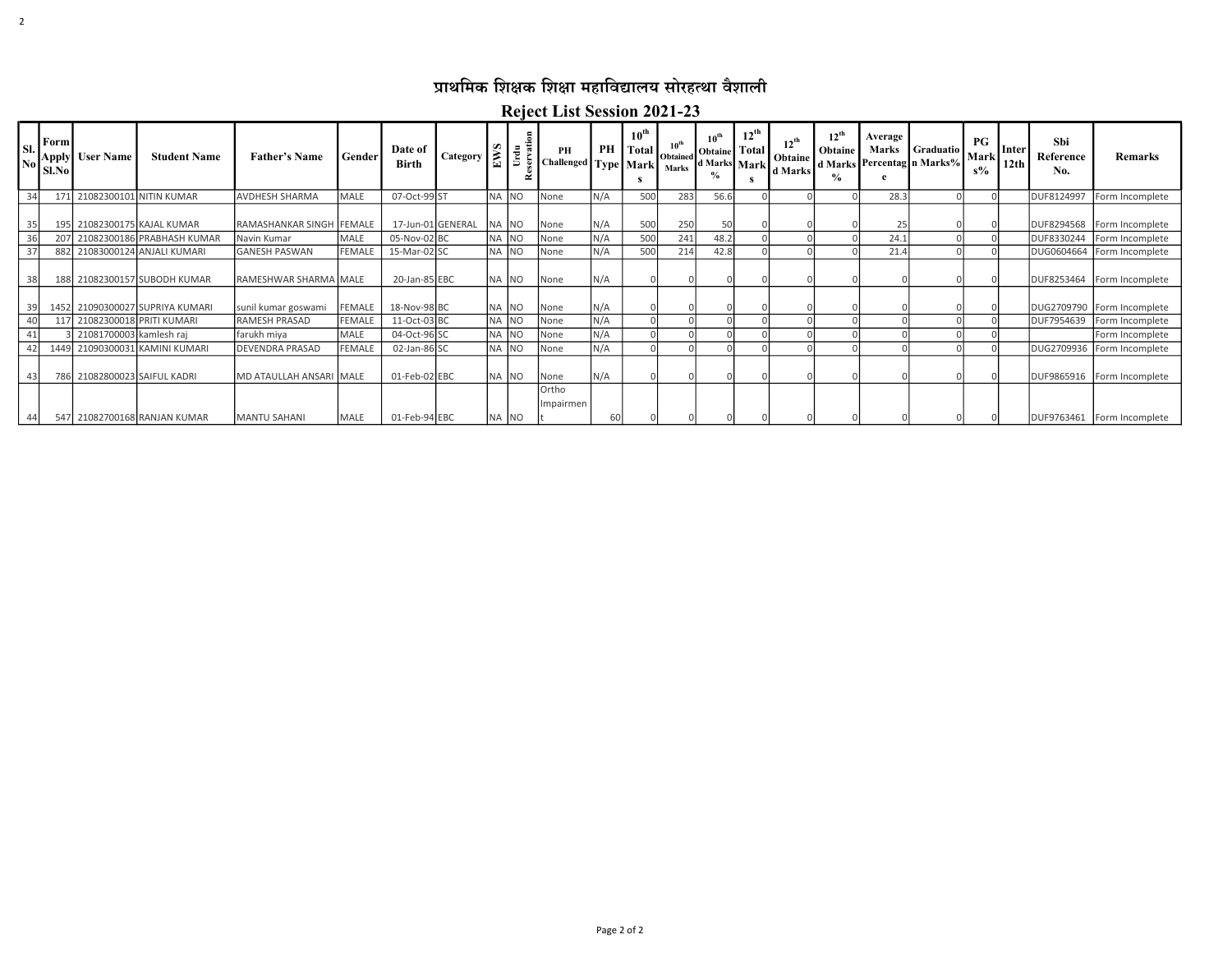# प्राथमिक शिक्षक शिक्षा महाविद्यालय सोरहत्था वैशाली

## Reject List Session 2021-23

| Sl. No | Form Apply Sl.No | User Name | Student Name | Father's Name | Gender | Date of Birth | Category | EWS | Urdu Reservation | PH Challenged | PH Type | $10^{th}$ Total Marks | $10^{th}$ Obtained Marks | $10^{th}$ Obtained Marks % | $12^{th}$ Total Marks | $12^{th}$ Obtained Marks | $12^{th}$ Obtained Marks % | Average Marks Percentage | Graduation Marks% | PG Marks% | Inter 12th | Sbi Reference No. | Remarks |
|---|---|---|---|---|---|---|---|---|---|---|---|---|---|---|---|---|---|---|---|---|---|---|---|
| 34 | 171 | 21082300101 | NITIN KUMAR | AVDHESH SHARMA | MALE | 07-Oct-99 | ST | NA | NO | None | N/A | 500 | 283 | 56.6 | 0 | 0 | 0 | 28.3 | 0 | 0 | | DUF8124997 | Form Incomplete |
| 35 | 195 | 21082300175 | KAJAL KUMAR | RAMASHANKAR SINGH | FEMALE | 17-Jun-01 | GENERAL | NA | NO | None | N/A | 500 | 250 | 50 | 0 | 0 | 0 | 25 | 0 | 0 | | DUF8294568 | Form Incomplete |
| 36 | 207 | 21082300186 | PRABHASH KUMAR | Navin Kumar | MALE | 05-Nov-02 | BC | NA | NO | None | N/A | 500 | 241 | 48.2 | 0 | 0 | 0 | 24.1 | 0 | 0 | | DUF8330244 | Form Incomplete |
| 37 | 882 | 21083000124 | ANJALI KUMARI | GANESH PASWAN | FEMALE | 15-Mar-02 | SC | NA | NO | None | N/A | 500 | 214 | 42.8 | 0 | 0 | 0 | 21.4 | 0 | 0 | | DUG0604664 | Form Incomplete |
| 38 | 188 | 21082300157 | SUBODH KUMAR | RAMESHWAR SHARMA | MALE | 20-Jan-85 | EBC | NA | NO | None | N/A | 0 | 0 | 0 | 0 | 0 | 0 | 0 | 0 | 0 | | DUF8253464 | Form Incomplete |
| 39 | 1452 | 21090300027 | SUPRIYA KUMARI | sunil kumar goswami | FEMALE | 18-Nov-98 | BC | NA | NO | None | N/A | 0 | 0 | 0 | 0 | 0 | 0 | 0 | 0 | 0 | | DUG2709790 | Form Incomplete |
| 40 | 117 | 21082300018 | PRITI KUMARI | RAMESH PRASAD | FEMALE | 11-Oct-03 | BC | NA | NO | None | N/A | 0 | 0 | 0 | 0 | 0 | 0 | 0 | 0 | 0 | | DUF7954639 | Form Incomplete |
| 41 | 3 | 21081700003 | kamlesh raj | farukh miya | MALE | 04-Oct-96 | SC | NA | NO | None | N/A | 0 | 0 | 0 | 0 | 0 | 0 | 0 | 0 | 0 | | | Form Incomplete |
| 42 | 1449 | 21090300031 | KAMINI KUMARI | DEVENDRA PRASAD | FEMALE | 02-Jan-86 | SC | NA | NO | None | N/A | 0 | 0 | 0 | 0 | 0 | 0 | 0 | 0 | 0 | | DUG2709936 | Form Incomplete |
| 43 | 786 | 21082800023 | SAIFUL KADRI | MD ATAULLAH ANSARI | MALE | 01-Feb-02 | EBC | NA | NO | None | N/A | 0 | 0 | 0 | 0 | 0 | 0 | 0 | 0 | 0 | | DUF9865916 | Form Incomplete |
| 44 | 547 | 21082700168 | RANJAN KUMAR | MANTU SAHANI | MALE | 01-Feb-94 | EBC | NA | NO | Ortho Impairment | 60 | 0 | 0 | 0 | 0 | 0 | 0 | 0 | 0 | 0 | | DUF9763461 | Form Incomplete |